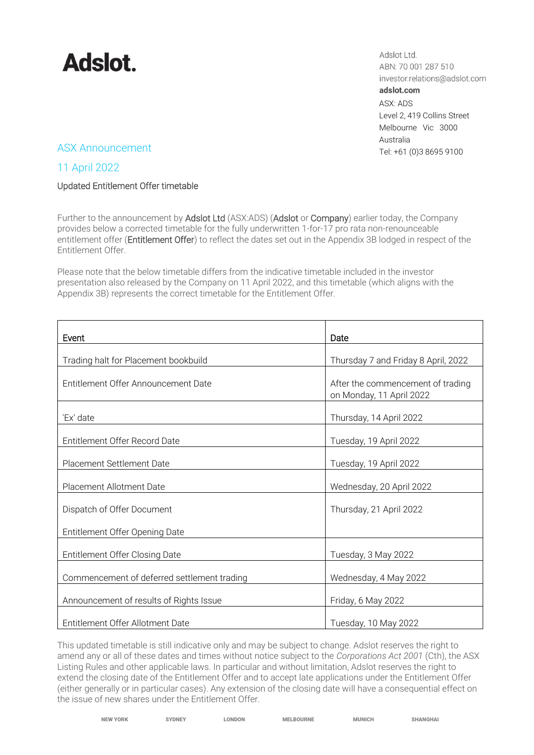# Adslot.

Adslot Ltd.
ABN: 70 001 287 510
investor.relations@adslot.com
**adslot.com**
ASX: ADS
Level 2, 419 Collins Street
Melbourne Vic 3000
Australia
Tel: +61 (0)3 8695 9100

ASX Announcement

11 April 2022

## Updated Entitlement Offer timetable

Further to the announcement by Adslot Ltd (ASX:ADS) (Adslot or Company) earlier today, the Company provides below a corrected timetable for the fully underwritten 1-for-17 pro rata non-renounceable entitlement offer (Entitlement Offer) to reflect the dates set out in the Appendix 3B lodged in respect of the Entitlement Offer.

Please note that the below timetable differs from the indicative timetable included in the investor presentation also released by the Company on 11 April 2022, and this timetable (which aligns with the Appendix 3B) represents the correct timetable for the Entitlement Offer.

| Event | Date |
|---|---|
| Trading halt for Placement bookbuild | Thursday 7 and Friday 8 April, 2022 |
| Entitlement Offer Announcement Date | After the commencement of trading on Monday, 11 April 2022 |
| 'Ex' date | Thursday, 14 April 2022 |
| Entitlement Offer Record Date | Tuesday, 19 April 2022 |
| Placement Settlement Date | Tuesday, 19 April 2022 |
| Placement Allotment Date | Wednesday, 20 April 2022 |
| Dispatch of Offer Document<br><br>Entitlement Offer Opening Date | Thursday, 21 April 2022 |
| Entitlement Offer Closing Date | Tuesday, 3 May 2022 |
| Commencement of deferred settlement trading | Wednesday, 4 May 2022 |
| Announcement of results of Rights Issue | Friday, 6 May 2022 |
| Entitlement Offer Allotment Date | Tuesday, 10 May 2022 |

This updated timetable is still indicative only and may be subject to change. Adslot reserves the right to amend any or all of these dates and times without notice subject to the *Corporations Act 2001* (Cth), the ASX Listing Rules and other applicable laws. In particular and without limitation, Adslot reserves the right to extend the closing date of the Entitlement Offer and to accept late applications under the Entitlement Offer (either generally or in particular cases). Any extension of the closing date will have a consequential effect on the issue of new shares under the Entitlement Offer.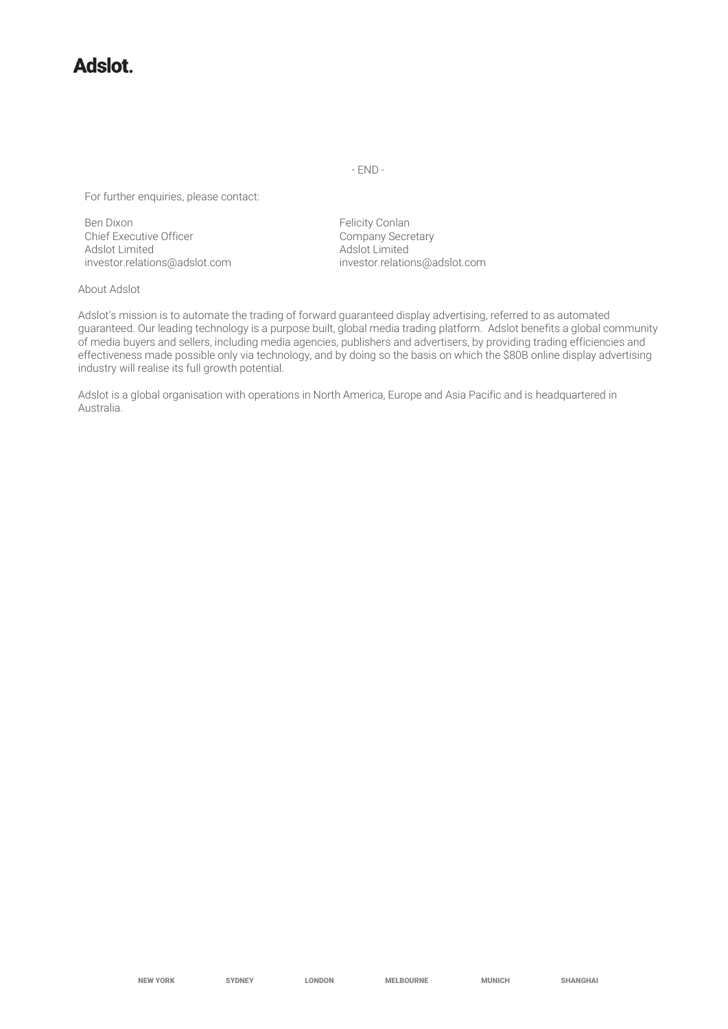- END -

For further enquiries, please contact:

Ben Dixon
Chief Executive Officer
Adslot Limited
investor.relations@adslot.com

Felicity Conlan
Company Secretary
Adslot Limited
investor.relations@adslot.com

About Adslot

Adslot's mission is to automate the trading of forward guaranteed display advertising, referred to as automated guaranteed. Our leading technology is a purpose built, global media trading platform. Adslot benefits a global community of media buyers and sellers, including media agencies, publishers and advertisers, by providing trading efficiencies and effectiveness made possible only via technology, and by doing so the basis on which the $80B online display advertising industry will realise its full growth potential.

Adslot is a global organisation with operations in North America, Europe and Asia Pacific and is headquartered in Australia.